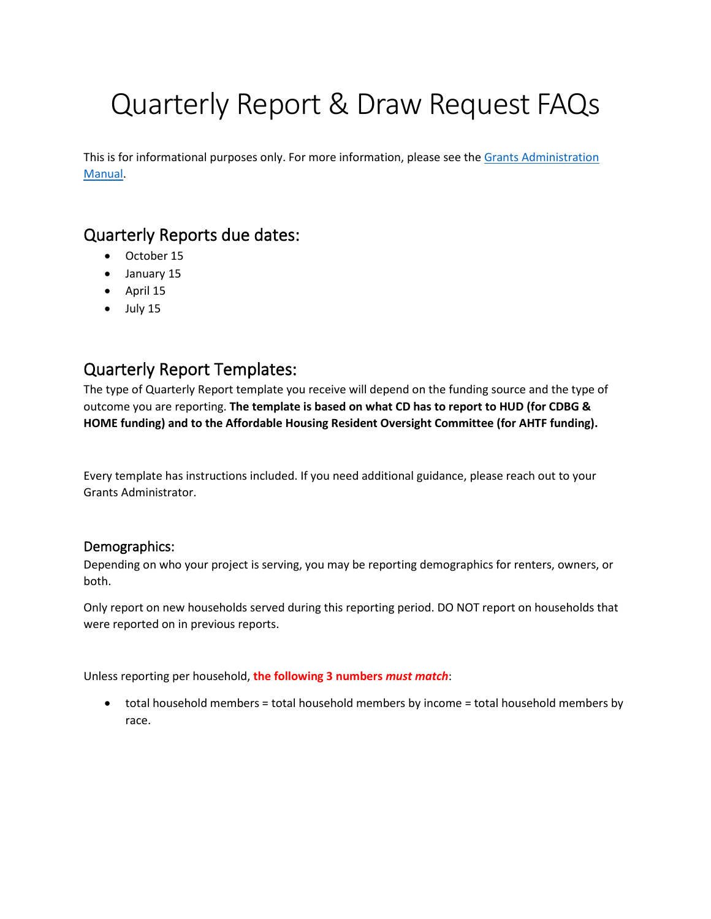# Quarterly Report & Draw Request FAQs

This is for informational purposes only. For more information, please see the [Grants Administration Manual](Grants Administration Manual).

## Quarterly Reports due dates:

- October 15
- January 15
- April 15
- July 15

## Quarterly Report Templates:

The type of Quarterly Report template you receive will depend on the funding source and the type of outcome you are reporting. **The template is based on what CD has to report to HUD (for CDBG & HOME funding) and to the Affordable Housing Resident Oversight Committee (for AHTF funding).**

Every template has instructions included. If you need additional guidance, please reach out to your Grants Administrator.

### Demographics:

Depending on who your project is serving, you may be reporting demographics for renters, owners, or both.

Only report on new households served during this reporting period. DO NOT report on households that were reported on in previous reports.

Unless reporting per household, **the following 3 numbers *must match***:

- total household members = total household members by income = total household members by race.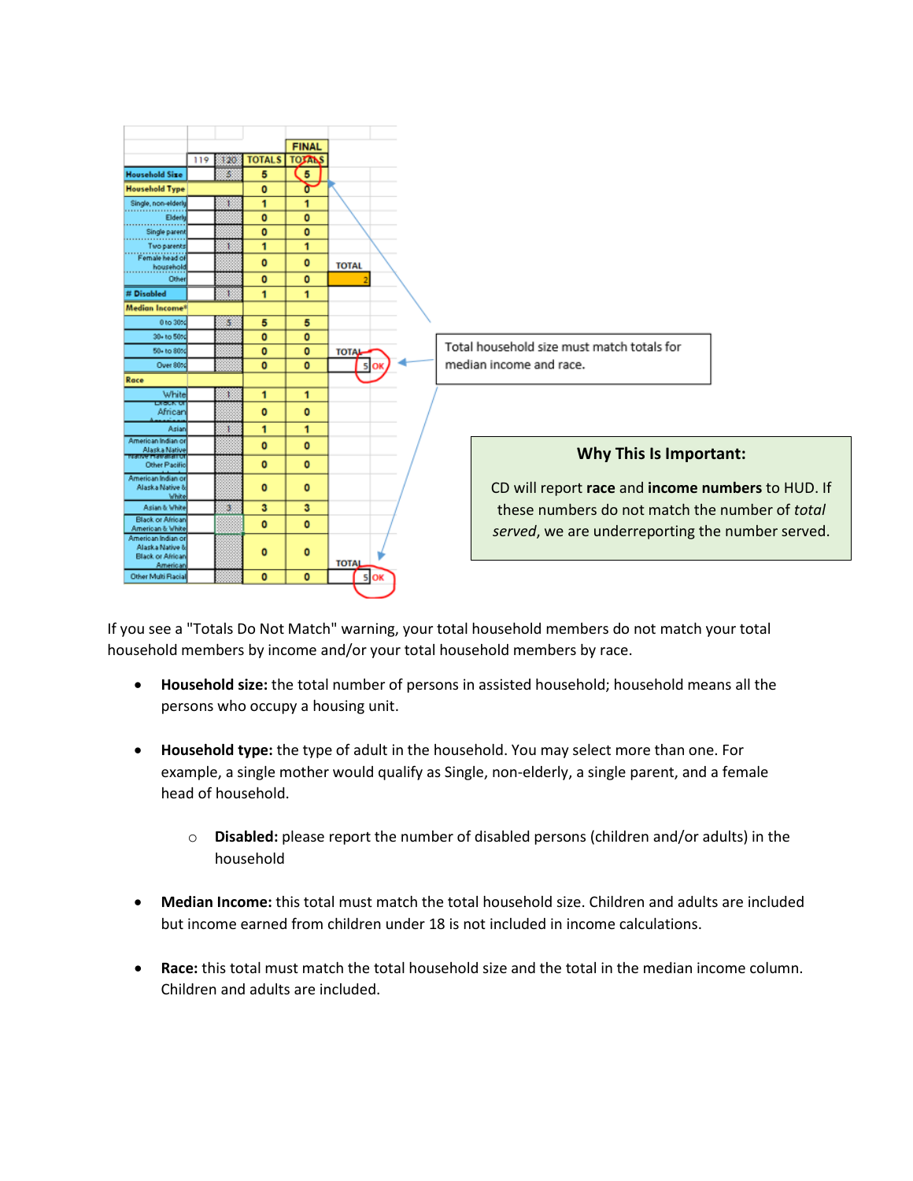|  | 119 | 120 | TOTALS | FINAL TOTALS |  |
|---|---|---|---|---|---|
| **Household Size** |  | 5 | 5 | 5 |  |
| **Household Type** |  |  | 0 | 0 |  |
| Single, non-elderly |  | 1 | 1 | 1 |  |
| Elderly |  |  | 0 | 0 |  |
| Single parent |  |  | 0 | 0 |  |
| Two parents |  | 1 | 1 | 1 |  |
| Female head of household |  |  | 0 | 0 | TOTAL |
| Other |  |  | 0 | 0 | 2 |
| **# Disabled** |  | 1 | 1 | 1 |  |
| **Median Income*** |  |  |  |  |  |
| 0 to 30% |  | 5 | 5 | 5 |  |
| 30+ to 50% |  |  | 0 | 0 |  |
| 50+ to 80% |  |  | 0 | 0 | TOTAL |
| Over 80% |  |  | 0 | 0 | 5 OK |
| **Race** |  |  |  |  |  |
| White |  | 1 | 1 | 1 |  |
| Black or African |  |  | 0 | 0 |  |
| Asian |  | 1 | 1 | 1 |  |
| American Indian or Alaska Native |  |  | 0 | 0 |  |
| Native Hawaiian or Other Pacific |  |  | 0 | 0 |  |
| American Indian or Alaska Native & White |  |  | 0 | 0 |  |
| Asian & White |  | 3 | 3 | 3 |  |
| Black or African American & White |  |  | 0 | 0 |  |
| American Indian or Alaska Native & Black or African American |  |  | 0 | 0 | TOTAL |
| Other Multi Racial |  |  | 0 | 0 | 5 OK |

Total household size must match totals for median income and race.

**Why This Is Important:**

CD will report **race** and **income numbers** to HUD. If these numbers do not match the number of *total served*, we are underreporting the number served.

If you see a "Totals Do Not Match" warning, your total household members do not match your total household members by income and/or your total household members by race.

- **Household size:** the total number of persons in assisted household; household means all the persons who occupy a housing unit.
- **Household type:** the type of adult in the household. You may select more than one. For example, a single mother would qualify as Single, non-elderly, a single parent, and a female head of household.
  - **Disabled:** please report the number of disabled persons (children and/or adults) in the household
- **Median Income:** this total must match the total household size. Children and adults are included but income earned from children under 18 is not included in income calculations.
- **Race:** this total must match the total household size and the total in the median income column. Children and adults are included.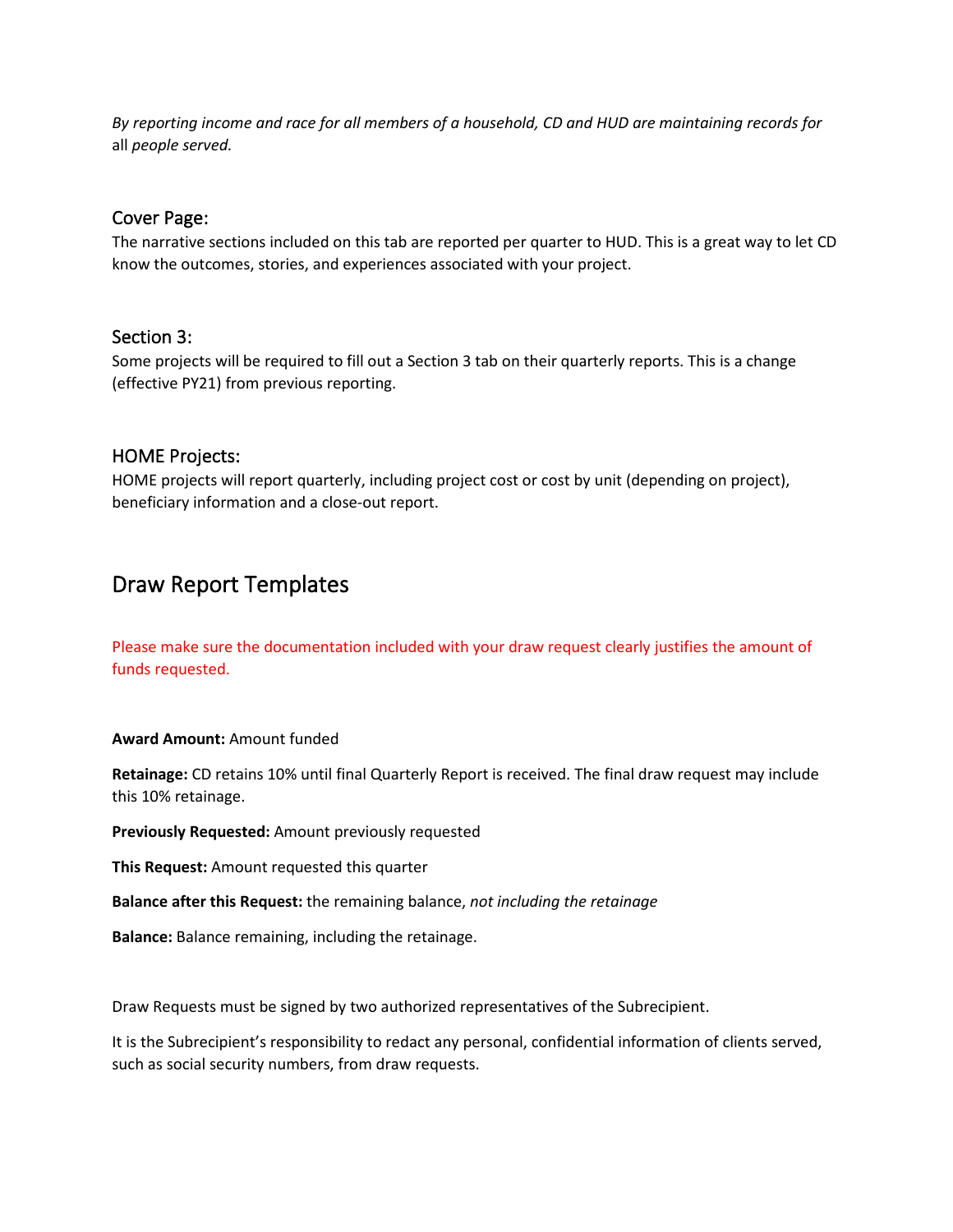*By reporting income and race for all members of a household, CD and HUD are maintaining records for* all *people served.*

### Cover Page:

The narrative sections included on this tab are reported per quarter to HUD. This is a great way to let CD know the outcomes, stories, and experiences associated with your project.

### Section 3:

Some projects will be required to fill out a Section 3 tab on their quarterly reports. This is a change (effective PY21) from previous reporting.

### HOME Projects:

HOME projects will report quarterly, including project cost or cost by unit (depending on project), beneficiary information and a close-out report.

## Draw Report Templates

Please make sure the documentation included with your draw request clearly justifies the amount of funds requested.

**Award Amount:** Amount funded

**Retainage:** CD retains 10% until final Quarterly Report is received. The final draw request may include this 10% retainage.

**Previously Requested:** Amount previously requested

**This Request:** Amount requested this quarter

**Balance after this Request:** the remaining balance, *not including the retainage*

**Balance:** Balance remaining, including the retainage.

Draw Requests must be signed by two authorized representatives of the Subrecipient.

It is the Subrecipient's responsibility to redact any personal, confidential information of clients served, such as social security numbers, from draw requests.